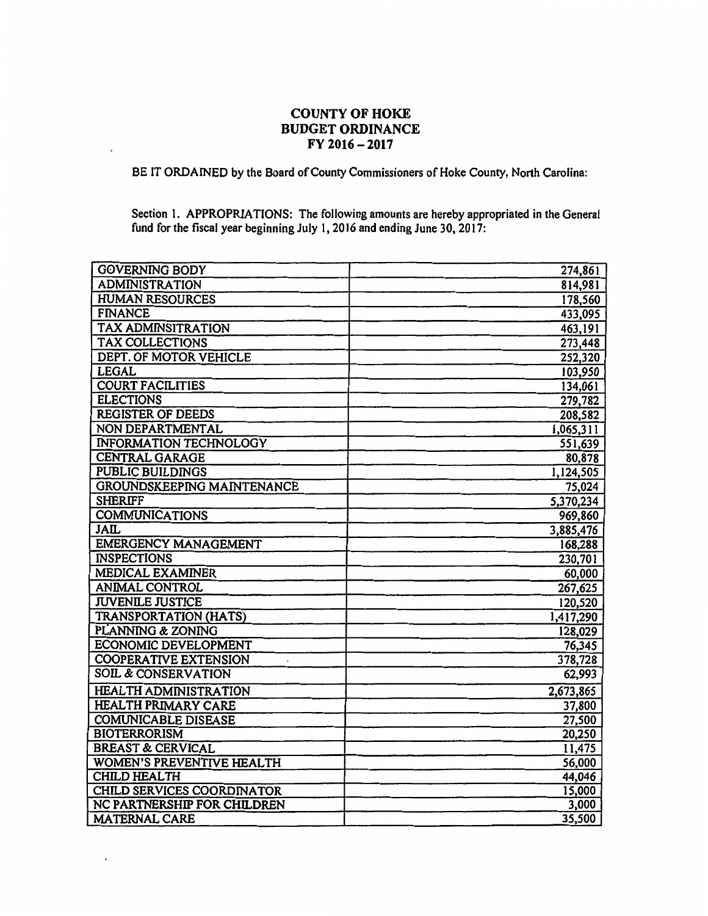# COUNTY OF HOKE
# BUDGET ORDINANCE
# FY 2016 – 2017

BE IT ORDAINED by the Board of County Commissioners of Hoke County, North Carolina:

Section 1. APPROPRIATIONS: The following amounts are hereby appropriated in the General fund for the fiscal year beginning July 1, 2016 and ending June 30, 2017:

| | |
|---|---:|
| GOVERNING BODY | 274,861 |
| ADMINISTRATION | 814,981 |
| HUMAN RESOURCES | 178,560 |
| FINANCE | 433,095 |
| TAX ADMINSITRATION | 463,191 |
| TAX COLLECTIONS | 273,448 |
| DEPT. OF MOTOR VEHICLE | 252,320 |
| LEGAL | 103,950 |
| COURT FACILITIES | 134,061 |
| ELECTIONS | 279,782 |
| REGISTER OF DEEDS | 208,582 |
| NON DEPARTMENTAL | 1,065,311 |
| INFORMATION TECHNOLOGY | 551,639 |
| CENTRAL GARAGE | 80,878 |
| PUBLIC BUILDINGS | 1,124,505 |
| GROUNDSKEEPING MAINTENANCE | 75,024 |
| SHERIFF | 5,370,234 |
| COMMUNICATIONS | 969,860 |
| JAIL | 3,885,476 |
| EMERGENCY MANAGEMENT | 168,288 |
| INSPECTIONS | 230,701 |
| MEDICAL EXAMINER | 60,000 |
| ANIMAL CONTROL | 267,625 |
| JUVENILE JUSTICE | 120,520 |
| TRANSPORTATION (HATS) | 1,417,290 |
| PLANNING & ZONING | 128,029 |
| ECONOMIC DEVELOPMENT | 76,345 |
| COOPERATIVE EXTENSION | 378,728 |
| SOIL & CONSERVATION | 62,993 |
| HEALTH ADMINISTRATION | 2,673,865 |
| HEALTH PRIMARY CARE | 37,800 |
| COMUNICABLE DISEASE | 27,500 |
| BIOTERRORISM | 20,250 |
| BREAST & CERVICAL | 11,475 |
| WOMEN'S PREVENTIVE HEALTH | 56,000 |
| CHILD HEALTH | 44,046 |
| CHILD SERVICES COORDINATOR | 15,000 |
| NC PARTNERSHIP FOR CHILDREN | 3,000 |
| MATERNAL CARE | 35,500 |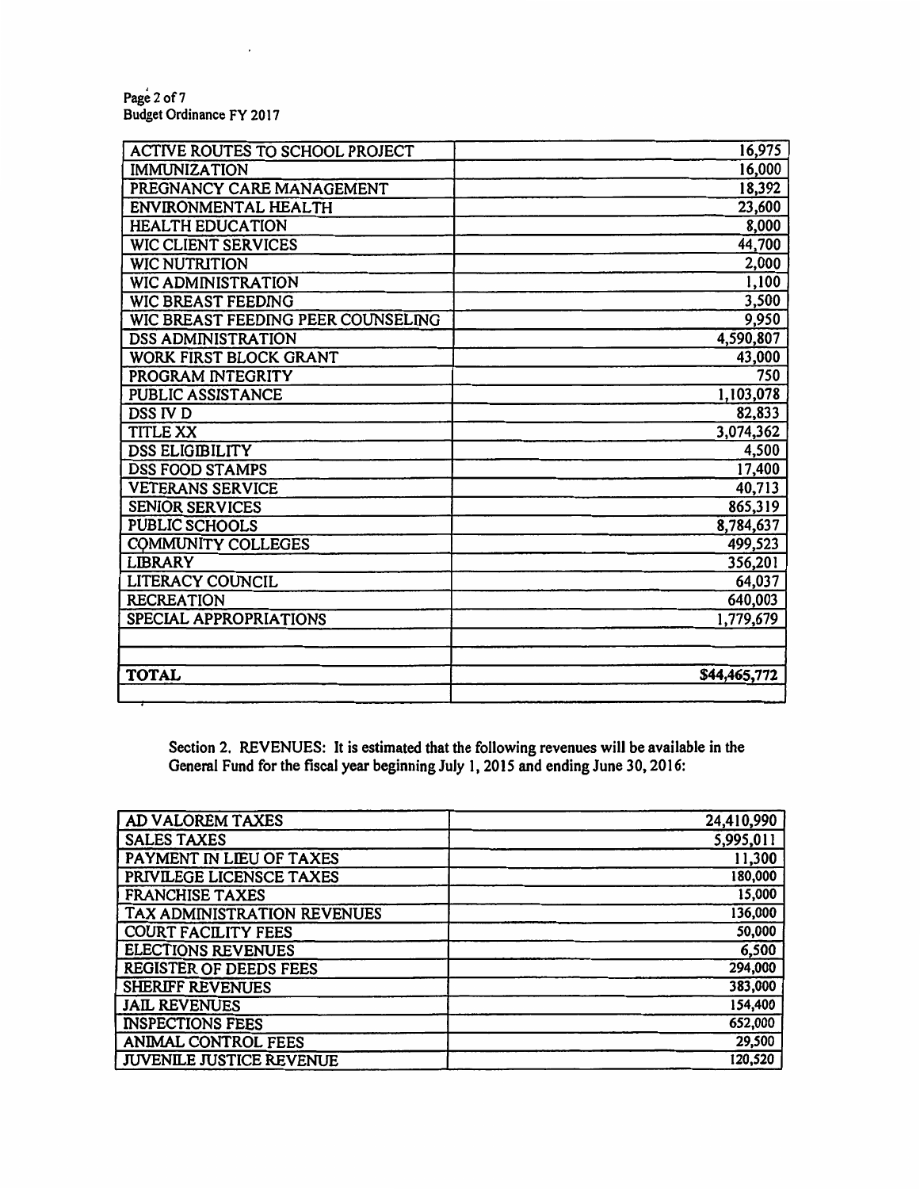| ACTIVE ROUTES TO SCHOOL PROJECT | 16,975 |
|---|---|
| IMMUNIZATION | 16,000 |
| PREGNANCY CARE MANAGEMENT | 18,392 |
| ENVIRONMENTAL HEALTH | 23,600 |
| HEALTH EDUCATION | 8,000 |
| WIC CLIENT SERVICES | 44,700 |
| WIC NUTRITION | 2,000 |
| WIC ADMINISTRATION | 1,100 |
| WIC BREAST FEEDING | 3,500 |
| WIC BREAST FEEDING PEER COUNSELING | 9,950 |
| DSS ADMINISTRATION | 4,590,807 |
| WORK FIRST BLOCK GRANT | 43,000 |
| PROGRAM INTEGRITY | 750 |
| PUBLIC ASSISTANCE | 1,103,078 |
| DSS IV D | 82,833 |
| TITLE XX | 3,074,362 |
| DSS ELIGIBILITY | 4,500 |
| DSS FOOD STAMPS | 17,400 |
| VETERANS SERVICE | 40,713 |
| SENIOR SERVICES | 865,319 |
| PUBLIC SCHOOLS | 8,784,637 |
| COMMUNITY COLLEGES | 499,523 |
| LIBRARY | 356,201 |
| LITERACY COUNCIL | 64,037 |
| RECREATION | 640,003 |
| SPECIAL APPROPRIATIONS | 1,779,679 |
| | |
| | |
| **TOTAL** | $44,465,772 |
| | |

Section 2. REVENUES: It is estimated that the following revenues will be available in the General Fund for the fiscal year beginning July 1, 2015 and ending June 30, 2016:

| AD VALOREM TAXES | 24,410,990 |
|---|---|
| SALES TAXES | 5,995,011 |
| PAYMENT IN LIEU OF TAXES | 11,300 |
| PRIVILEGE LICENSCE TAXES | 180,000 |
| FRANCHISE TAXES | 15,000 |
| TAX ADMINISTRATION REVENUES | 136,000 |
| COURT FACILITY FEES | 50,000 |
| ELECTIONS REVENUES | 6,500 |
| REGISTER OF DEEDS FEES | 294,000 |
| SHERIFF REVENUES | 383,000 |
| JAIL REVENUES | 154,400 |
| INSPECTIONS FEES | 652,000 |
| ANIMAL CONTROL FEES | 29,500 |
| JUVENILE JUSTICE REVENUE | 120,520 |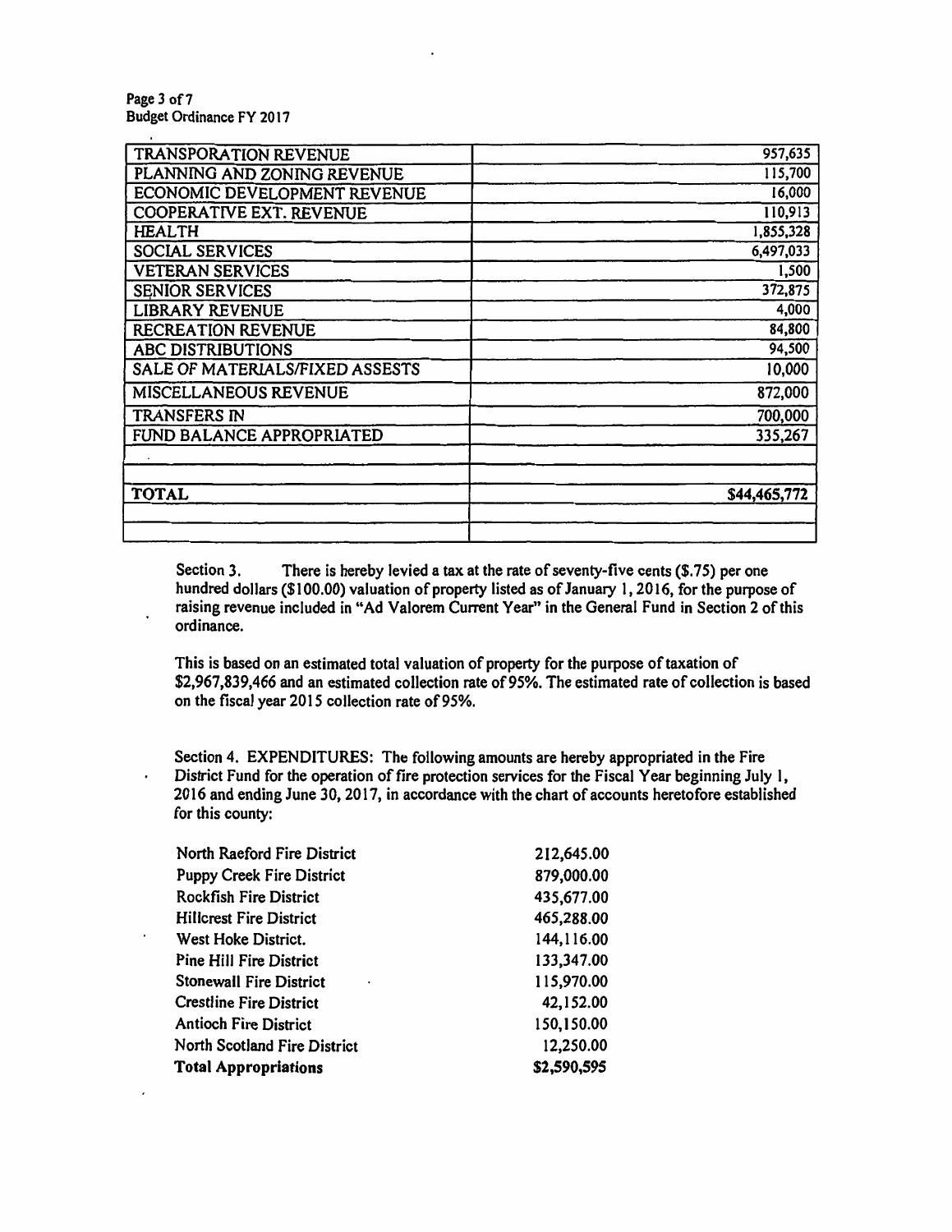| | |
|---|---|
| TRANSPORATION REVENUE | 957,635 |
| PLANNING AND ZONING REVENUE | 115,700 |
| ECONOMIC DEVELOPMENT REVENUE | 16,000 |
| COOPERATIVE EXT. REVENUE | 110,913 |
| HEALTH | 1,855,328 |
| SOCIAL SERVICES | 6,497,033 |
| VETERAN SERVICES | 1,500 |
| SENIOR SERVICES | 372,875 |
| LIBRARY REVENUE | 4,000 |
| RECREATION REVENUE | 84,800 |
| ABC DISTRIBUTIONS | 94,500 |
| SALE OF MATERIALS/FIXED ASSESTS | 10,000 |
| MISCELLANEOUS REVENUE | 872,000 |
| TRANSFERS IN | 700,000 |
| FUND BALANCE APPROPRIATED | 335,267 |
| | |
| | |
| TOTAL | $44,465,772 |
| | |
| | |

Section 3. There is hereby levied a tax at the rate of seventy-five cents ($.75) per one hundred dollars ($100.00) valuation of property listed as of January 1, 2016, for the purpose of raising revenue included in "Ad Valorem Current Year" in the General Fund in Section 2 of this ordinance.

This is based on an estimated total valuation of property for the purpose of taxation of $2,967,839,466 and an estimated collection rate of 95%. The estimated rate of collection is based on the fiscal year 2015 collection rate of 95%.

Section 4. EXPENDITURES: The following amounts are hereby appropriated in the Fire District Fund for the operation of fire protection services for the Fiscal Year beginning July 1, 2016 and ending June 30, 2017, in accordance with the chart of accounts heretofore established for this county:

| | |
|---|---|
| North Raeford Fire District | 212,645.00 |
| Puppy Creek Fire District | 879,000.00 |
| Rockfish Fire District | 435,677.00 |
| Hillcrest Fire District | 465,288.00 |
| West Hoke District. | 144,116.00 |
| Pine Hill Fire District | 133,347.00 |
| Stonewall Fire District | 115,970.00 |
| Crestline Fire District | 42,152.00 |
| Antioch Fire District | 150,150.00 |
| North Scotland Fire District | 12,250.00 |
| **Total Appropriations** | **$2,590,595** |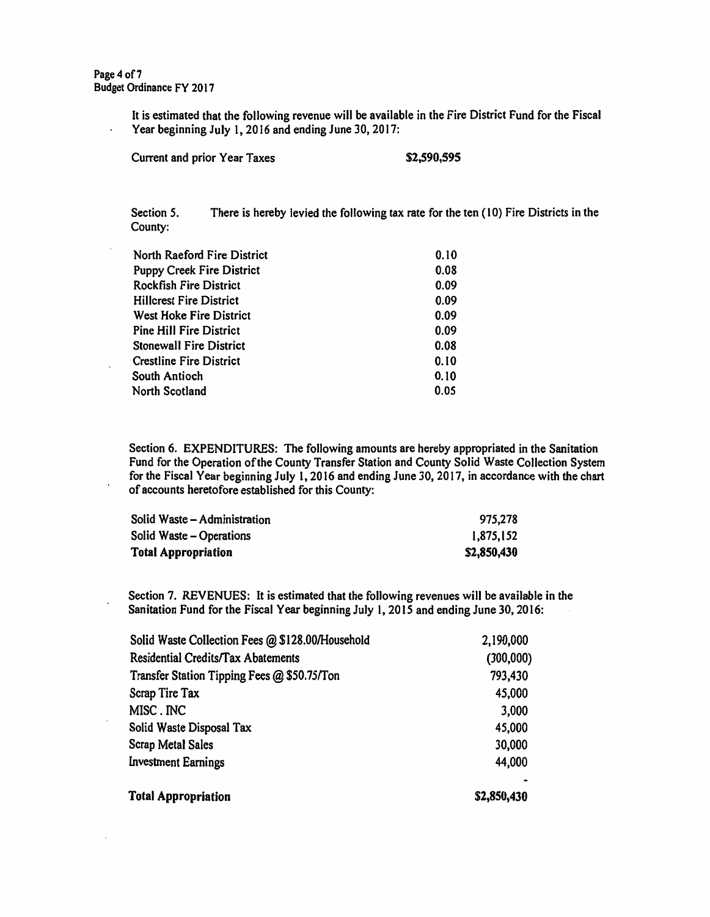It is estimated that the following revenue will be available in the Fire District Fund for the Fiscal Year beginning July 1, 2016 and ending June 30, 2017:

| | |
|---|---|
| Current and prior Year Taxes | $2,590,595 |

Section 5. There is hereby levied the following tax rate for the ten (10) Fire Districts in the County:

| | |
|---|---|
| North Raeford Fire District | 0.10 |
| Puppy Creek Fire District | 0.08 |
| Rockfish Fire District | 0.09 |
| Hillcrest Fire District | 0.09 |
| West Hoke Fire District | 0.09 |
| Pine Hill Fire District | 0.09 |
| Stonewall Fire District | 0.08 |
| Crestline Fire District | 0.10 |
| South Antioch | 0.10 |
| North Scotland | 0.05 |

Section 6. EXPENDITURES: The following amounts are hereby appropriated in the Sanitation Fund for the Operation of the County Transfer Station and County Solid Waste Collection System for the Fiscal Year beginning July 1, 2016 and ending June 30, 2017, in accordance with the chart of accounts heretofore established for this County:

| | |
|---|---|
| Solid Waste – Administration | 975,278 |
| Solid Waste – Operations | 1,875,152 |
| **Total Appropriation** | **$2,850,430** |

Section 7. REVENUES: It is estimated that the following revenues will be available in the Sanitation Fund for the Fiscal Year beginning July 1, 2015 and ending June 30, 2016:

| | |
|---|---|
| Solid Waste Collection Fees @ $128.00/Household | 2,190,000 |
| Residential Credits/Tax Abatements | (300,000) |
| Transfer Station Tipping Fees @ $50.75/Ton | 793,430 |
| Scrap Tire Tax | 45,000 |
| MISC . INC | 3,000 |
| Solid Waste Disposal Tax | 45,000 |
| Scrap Metal Sales | 30,000 |
| Investment Earnings | 44,000 |
| | - |
| **Total Appropriation** | **$2,850,430** |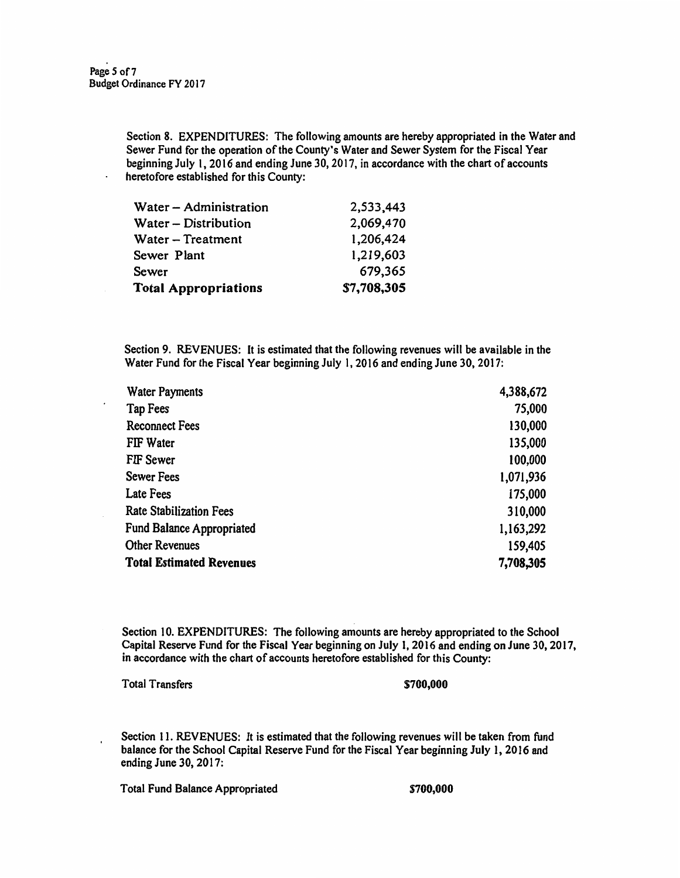Section 8. EXPENDITURES: The following amounts are hereby appropriated in the Water and Sewer Fund for the operation of the County's Water and Sewer System for the Fiscal Year beginning July 1, 2016 and ending June 30, 2017, in accordance with the chart of accounts heretofore established for this County:

| | |
|---|---:|
| Water – Administration | 2,533,443 |
| Water – Distribution | 2,069,470 |
| Water – Treatment | 1,206,424 |
| Sewer Plant | 1,219,603 |
| Sewer | 679,365 |
| **Total Appropriations** | **$7,708,305** |

Section 9. REVENUES: It is estimated that the following revenues will be available in the Water Fund for the Fiscal Year beginning July 1, 2016 and ending June 30, 2017:

| | |
|---|---:|
| Water Payments | 4,388,672 |
| Tap Fees | 75,000 |
| Reconnect Fees | 130,000 |
| FIF Water | 135,000 |
| FIF Sewer | 100,000 |
| Sewer Fees | 1,071,936 |
| Late Fees | 175,000 |
| Rate Stabilization Fees | 310,000 |
| Fund Balance Appropriated | 1,163,292 |
| Other Revenues | 159,405 |
| **Total Estimated Revenues** | **7,708,305** |

Section 10. EXPENDITURES: The following amounts are hereby appropriated to the School Capital Reserve Fund for the Fiscal Year beginning on July 1, 2016 and ending on June 30, 2017, in accordance with the chart of accounts heretofore established for this County:

| | |
|---|---:|
| Total Transfers | **$700,000** |

Section 11. REVENUES: It is estimated that the following revenues will be taken from fund balance for the School Capital Reserve Fund for the Fiscal Year beginning July 1, 2016 and ending June 30, 2017:

| | |
|---|---:|
| Total Fund Balance Appropriated | **$700,000** |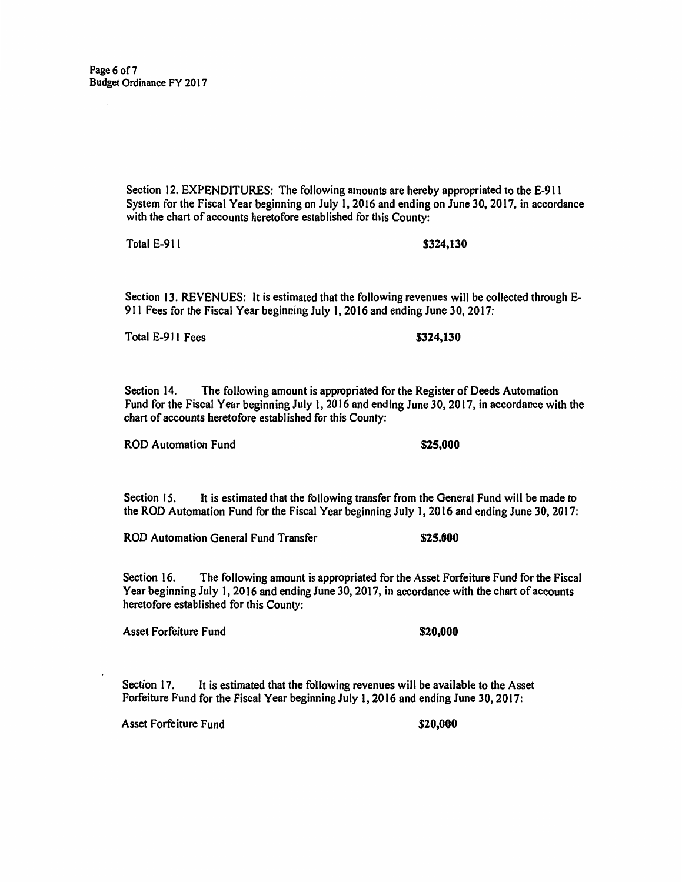Section 12. EXPENDITURES: The following amounts are hereby appropriated to the E-911 System for the Fiscal Year beginning on July 1, 2016 and ending on June 30, 2017, in accordance with the chart of accounts heretofore established for this County:

| | |
|---|---|
| Total E-911 | **$324,130** |

Section 13. REVENUES: It is estimated that the following revenues will be collected through E-911 Fees for the Fiscal Year beginning July 1, 2016 and ending June 30, 2017:

| | |
|---|---|
| Total E-911 Fees | **$324,130** |

Section 14. The following amount is appropriated for the Register of Deeds Automation Fund for the Fiscal Year beginning July 1, 2016 and ending June 30, 2017, in accordance with the chart of accounts heretofore established for this County:

| | |
|---|---|
| ROD Automation Fund | **$25,000** |

Section 15. It is estimated that the following transfer from the General Fund will be made to the ROD Automation Fund for the Fiscal Year beginning July 1, 2016 and ending June 30, 2017:

| | |
|---|---|
| ROD Automation General Fund Transfer | **$25,000** |

Section 16. The following amount is appropriated for the Asset Forfeiture Fund for the Fiscal Year beginning July 1, 2016 and ending June 30, 2017, in accordance with the chart of accounts heretofore established for this County:

| | |
|---|---|
| Asset Forfeiture Fund | **$20,000** |

Section 17. It is estimated that the following revenues will be available to the Asset Forfeiture Fund for the Fiscal Year beginning July 1, 2016 and ending June 30, 2017:

| | |
|---|---|
| Asset Forfeiture Fund | **$20,000** |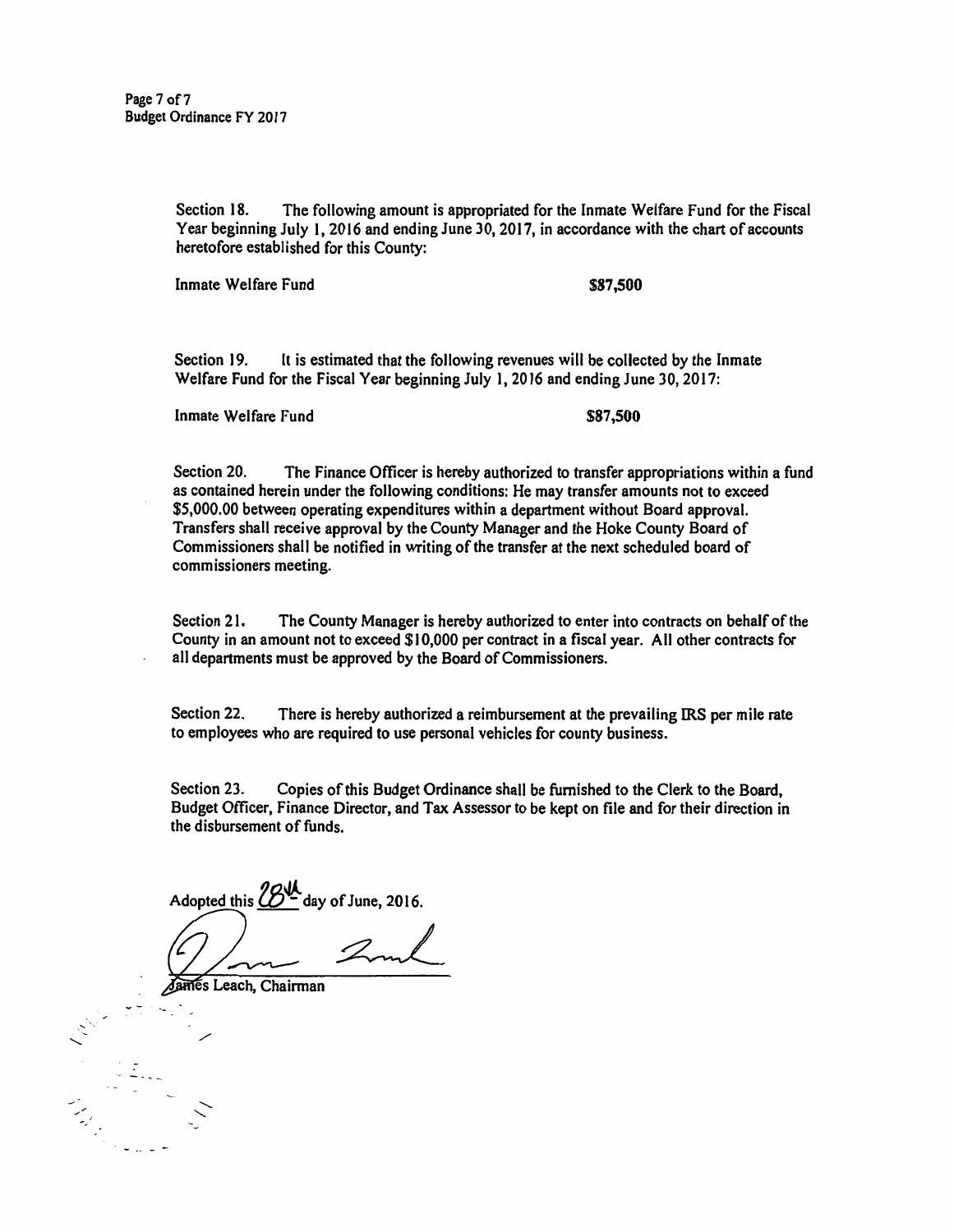Section 18. The following amount is appropriated for the Inmate Welfare Fund for the Fiscal Year beginning July 1, 2016 and ending June 30, 2017, in accordance with the chart of accounts heretofore established for this County:

| | |
|---|---|
| Inmate Welfare Fund | **$87,500** |

Section 19. It is estimated that the following revenues will be collected by the Inmate Welfare Fund for the Fiscal Year beginning July 1, 2016 and ending June 30, 2017:

| | |
|---|---|
| Inmate Welfare Fund | **$87,500** |

Section 20. The Finance Officer is hereby authorized to transfer appropriations within a fund as contained herein under the following conditions: He may transfer amounts not to exceed $5,000.00 between operating expenditures within a department without Board approval. Transfers shall receive approval by the County Manager and the Hoke County Board of Commissioners shall be notified in writing of the transfer at the next scheduled board of commissioners meeting.

Section 21. The County Manager is hereby authorized to enter into contracts on behalf of the County in an amount not to exceed $10,000 per contract in a fiscal year. All other contracts for all departments must be approved by the Board of Commissioners.

Section 22. There is hereby authorized a reimbursement at the prevailing IRS per mile rate to employees who are required to use personal vehicles for county business.

Section 23. Copies of this Budget Ordinance shall be furnished to the Clerk to the Board, Budget Officer, Finance Director, and Tax Assessor to be kept on file and for their direction in the disbursement of funds.

Adopted this 28th day of June, 2016.

James Leach, Chairman